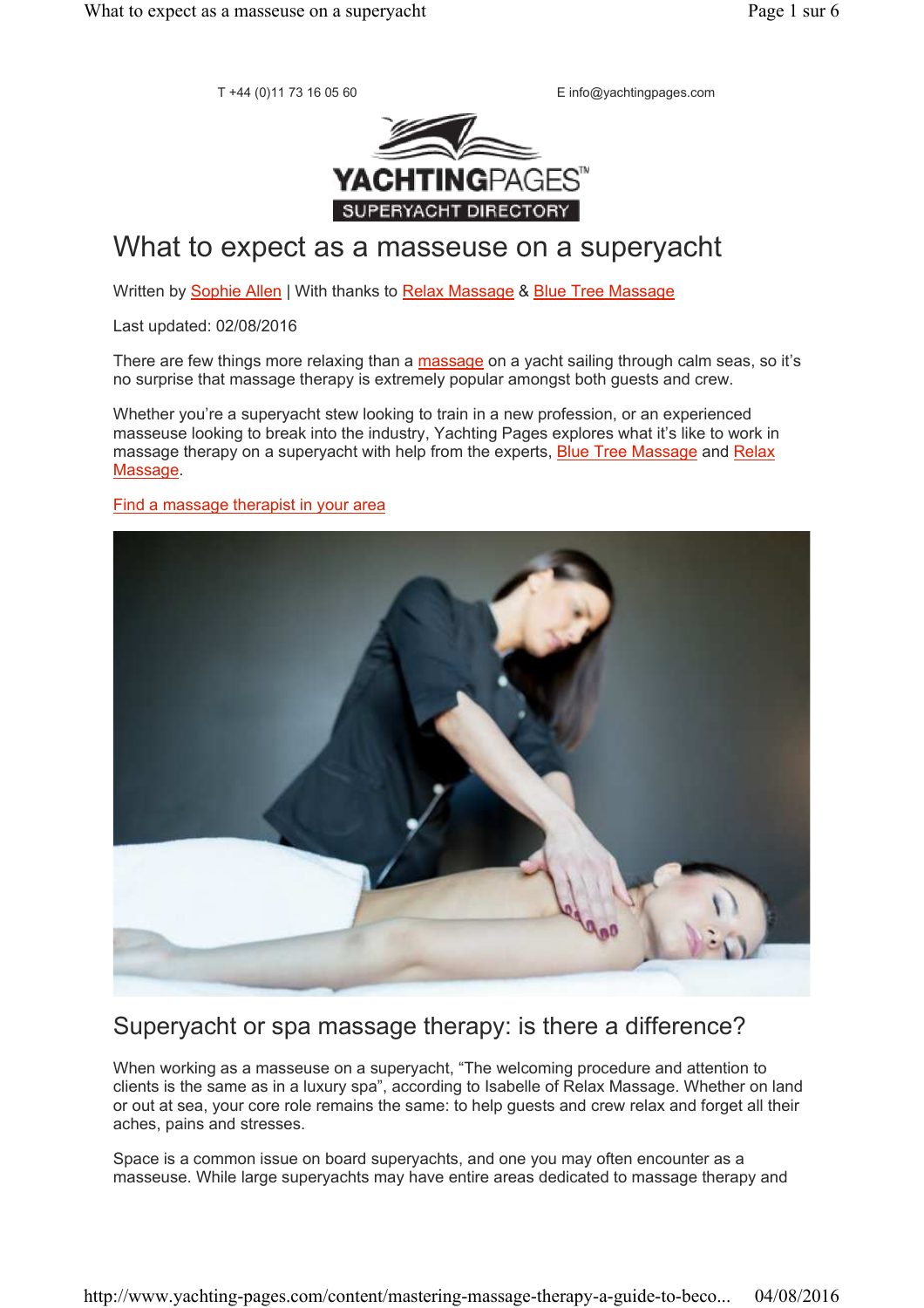T +44 (0)11 73 16 05 60 E info@yachtingpages.com

YACHTINGPAGES™ SUPERYACHT DIRECTORY

# What to expect as a masseuse on a superyacht

Written by Sophie Allen | With thanks to Relax Massage & Blue Tree Massage

Last updated: 02/08/2016

There are few things more relaxing than a massage on a yacht sailing through calm seas, so it's no surprise that massage therapy is extremely popular amongst both guests and crew.

Whether you're a superyacht stew looking to train in a new profession, or an experienced masseuse looking to break into the industry, Yachting Pages explores what it's like to work in massage therapy on a superyacht with help from the experts, Blue Tree Massage and Relax Massage.

Find a massage therapist in your area

## Superyacht or spa massage therapy: is there a difference?

When working as a masseuse on a superyacht, "The welcoming procedure and attention to clients is the same as in a luxury spa", according to Isabelle of Relax Massage. Whether on land or out at sea, your core role remains the same: to help guests and crew relax and forget all their aches, pains and stresses.

Space is a common issue on board superyachts, and one you may often encounter as a masseuse. While large superyachts may have entire areas dedicated to massage therapy and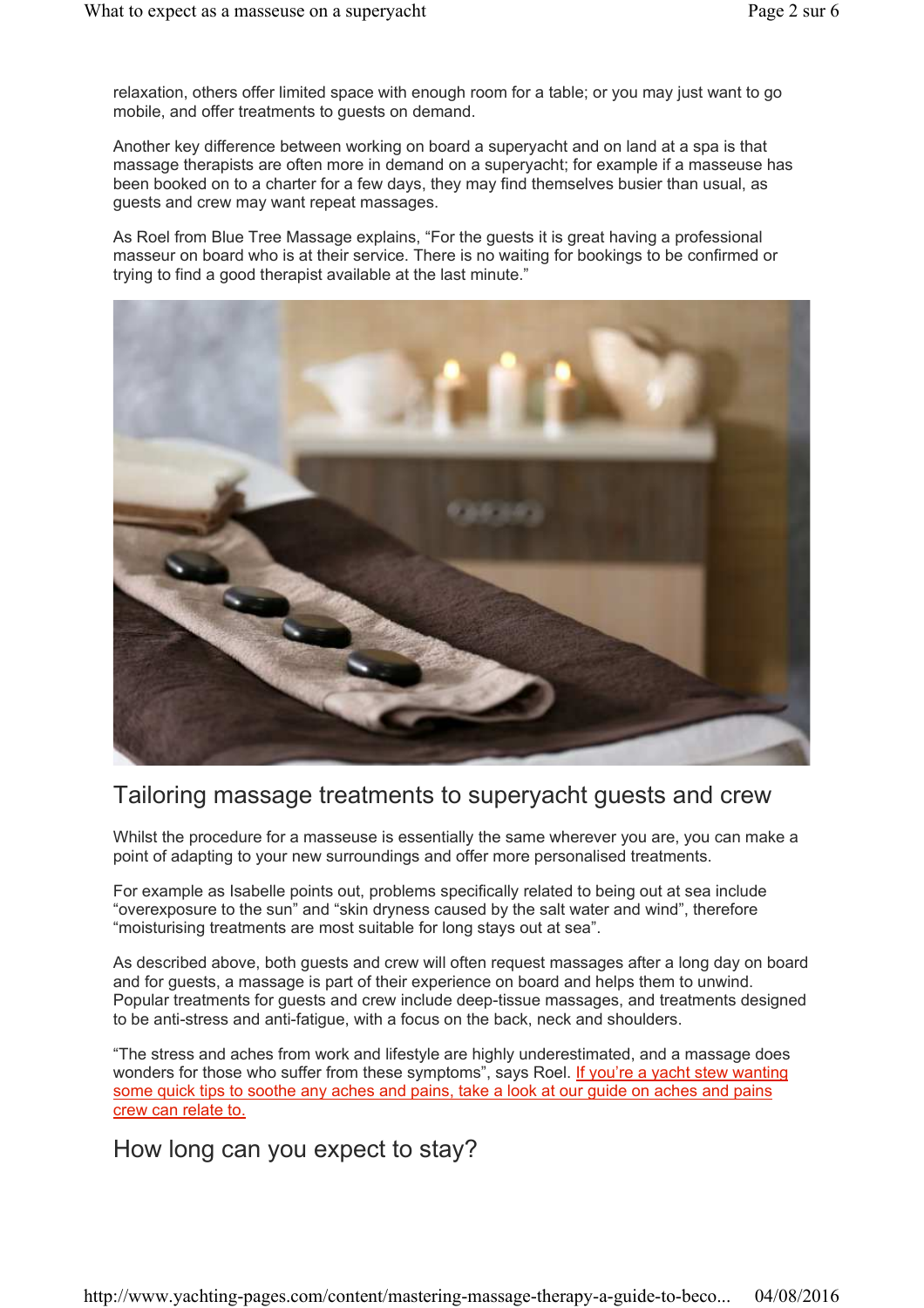relaxation, others offer limited space with enough room for a table; or you may just want to go mobile, and offer treatments to guests on demand.

Another key difference between working on board a superyacht and on land at a spa is that massage therapists are often more in demand on a superyacht; for example if a masseuse has been booked on to a charter for a few days, they may find themselves busier than usual, as guests and crew may want repeat massages.

As Roel from Blue Tree Massage explains, “For the guests it is great having a professional masseur on board who is at their service. There is no waiting for bookings to be confirmed or trying to find a good therapist available at the last minute.”

## Tailoring massage treatments to superyacht guests and crew

Whilst the procedure for a masseuse is essentially the same wherever you are, you can make a point of adapting to your new surroundings and offer more personalised treatments.

For example as Isabelle points out, problems specifically related to being out at sea include “overexposure to the sun” and “skin dryness caused by the salt water and wind”, therefore “moisturising treatments are most suitable for long stays out at sea”.

As described above, both guests and crew will often request massages after a long day on board and for guests, a massage is part of their experience on board and helps them to unwind. Popular treatments for guests and crew include deep-tissue massages, and treatments designed to be anti-stress and anti-fatigue, with a focus on the back, neck and shoulders.

“The stress and aches from work and lifestyle are highly underestimated, and a massage does wonders for those who suffer from these symptoms”, says Roel. If you’re a yacht stew wanting some quick tips to soothe any aches and pains, take a look at our guide on aches and pains crew can relate to.

## How long can you expect to stay?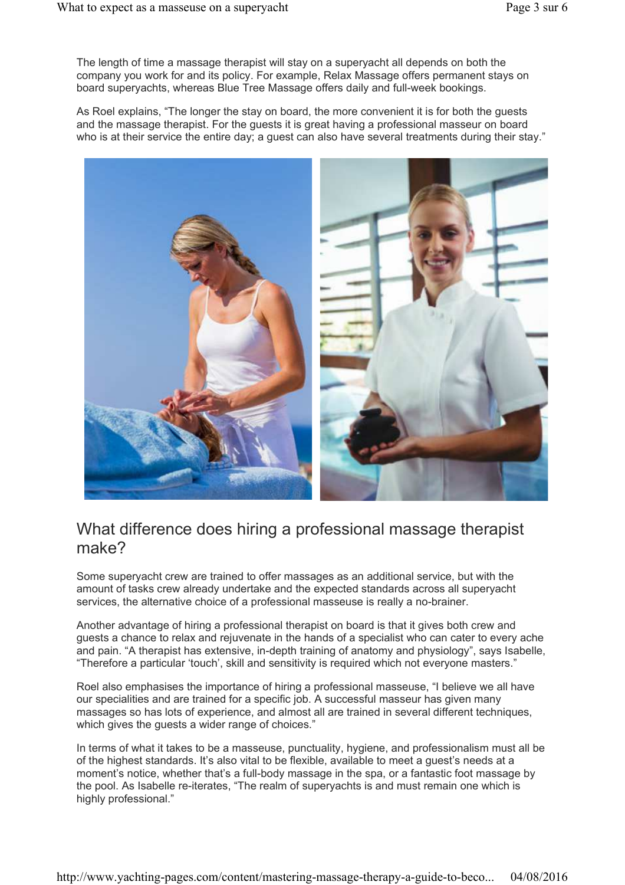The length of time a massage therapist will stay on a superyacht all depends on both the company you work for and its policy. For example, Relax Massage offers permanent stays on board superyachts, whereas Blue Tree Massage offers daily and full-week bookings.

As Roel explains, "The longer the stay on board, the more convenient it is for both the guests and the massage therapist. For the guests it is great having a professional masseur on board who is at their service the entire day; a guest can also have several treatments during their stay."

## What difference does hiring a professional massage therapist make?

Some superyacht crew are trained to offer massages as an additional service, but with the amount of tasks crew already undertake and the expected standards across all superyacht services, the alternative choice of a professional masseuse is really a no-brainer.

Another advantage of hiring a professional therapist on board is that it gives both crew and guests a chance to relax and rejuvenate in the hands of a specialist who can cater to every ache and pain. "A therapist has extensive, in-depth training of anatomy and physiology", says Isabelle, "Therefore a particular 'touch', skill and sensitivity is required which not everyone masters."

Roel also emphasises the importance of hiring a professional masseuse, "I believe we all have our specialities and are trained for a specific job. A successful masseur has given many massages so has lots of experience, and almost all are trained in several different techniques, which gives the guests a wider range of choices."

In terms of what it takes to be a masseuse, punctuality, hygiene, and professionalism must all be of the highest standards. It's also vital to be flexible, available to meet a guest's needs at a moment's notice, whether that's a full-body massage in the spa, or a fantastic foot massage by the pool. As Isabelle re-iterates, "The realm of superyachts is and must remain one which is highly professional."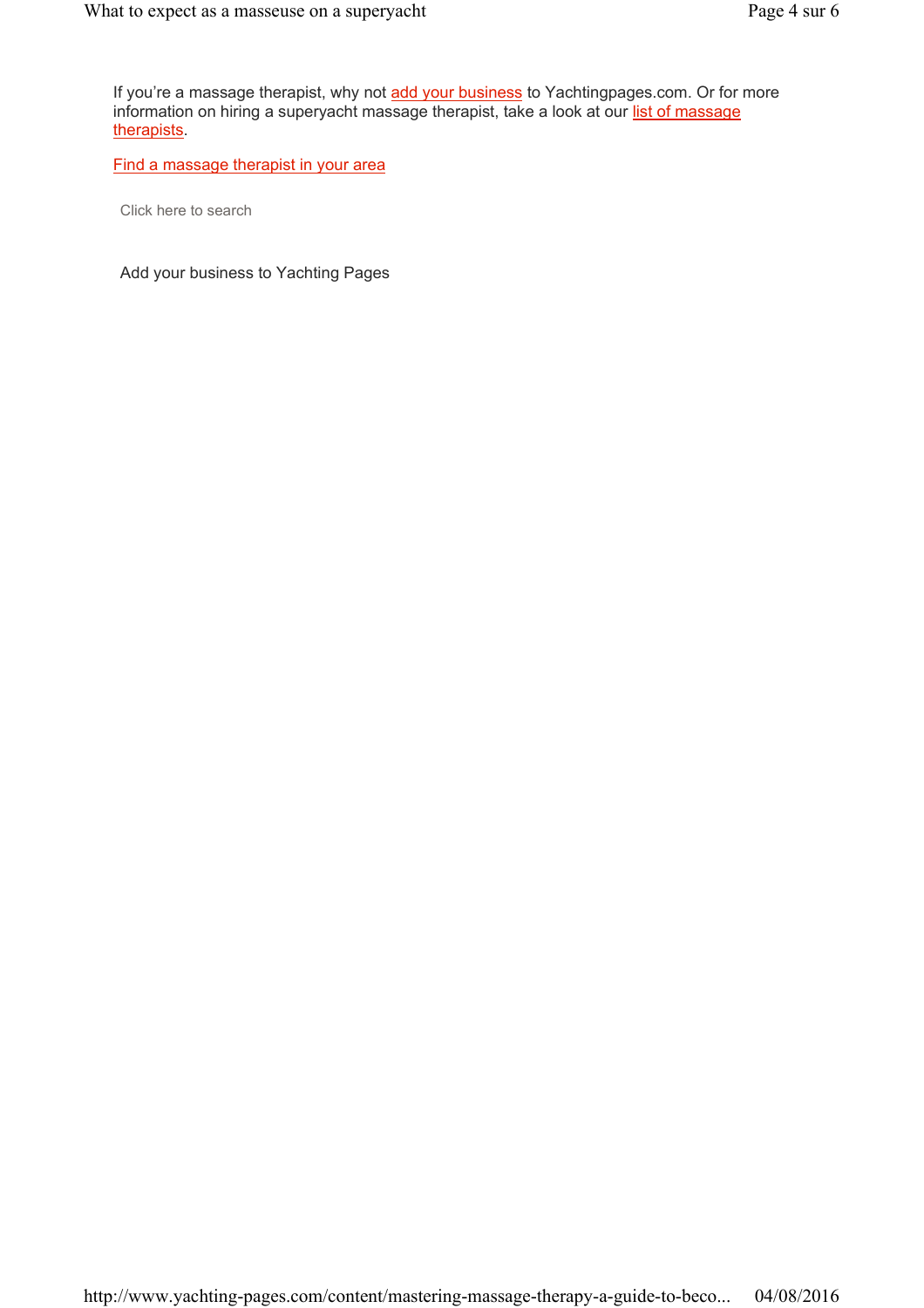If you're a massage therapist, why not add your business to Yachtingpages.com. Or for more information on hiring a superyacht massage therapist, take a look at our list of massage therapists.

Find a massage therapist in your area

Click here to search

Add your business to Yachting Pages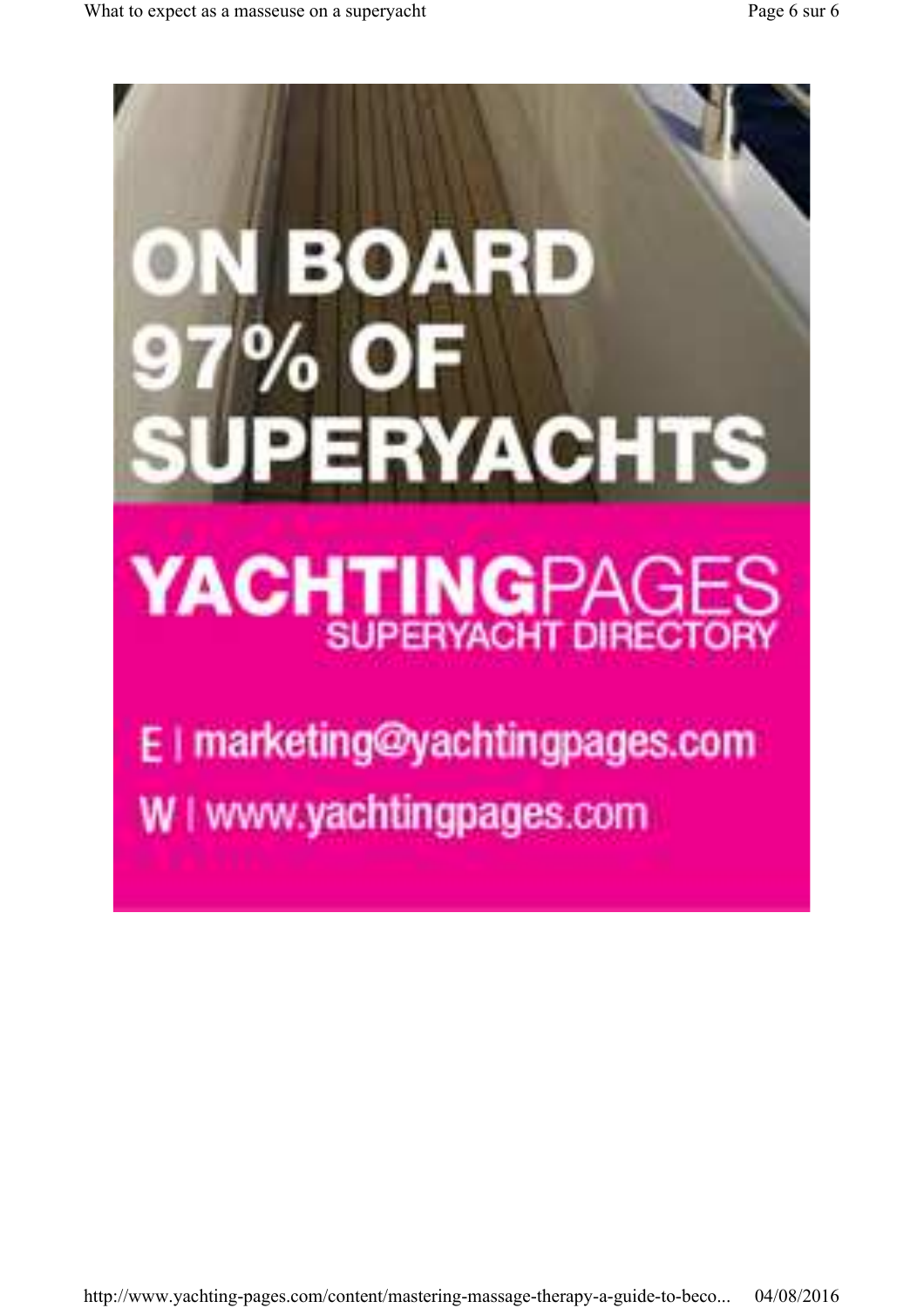ON BOARD 97% OF SUPERYACHTS

YACHTINGPAGES
SUPERYACHT DIRECTORY

E | marketing@yachtingpages.com
W | www.yachtingpages.com